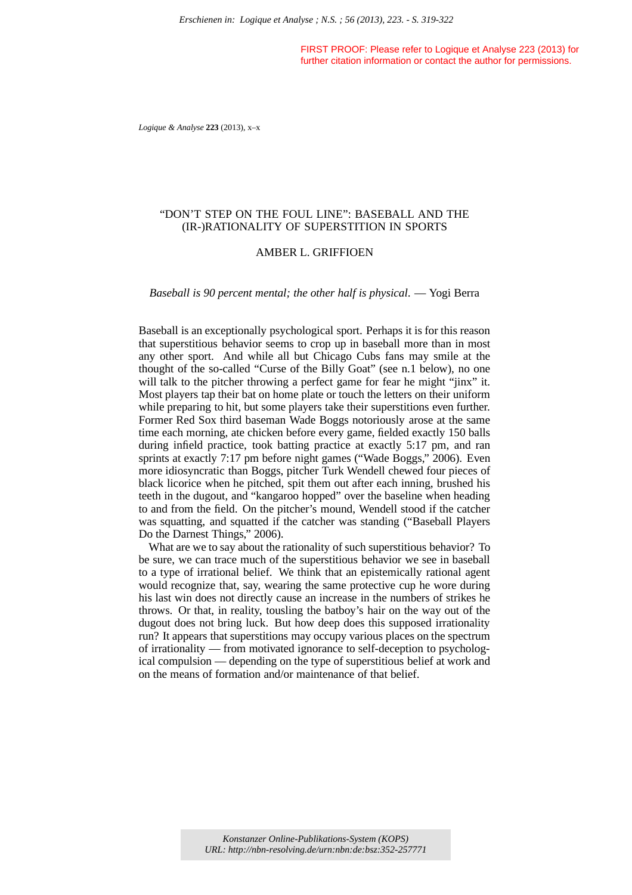# "DON'T STEP ON THE FOUL LINE": BASEBALL AND THE (IR-)RATIONALITY OF SUPERSTITION IN SPORTS

AMBER L. GRIFFIOEN

*Baseball is 90 percent mental; the other half is physical.* — Yogi Berra

Baseball is an exceptionally psychological sport. Perhaps it is for this reason that superstitious behavior seems to crop up in baseball more than in most any other sport. And while all but Chicago Cubs fans may smile at the thought of the so-called "Curse of the Billy Goat" (see n.1 below), no one will talk to the pitcher throwing a perfect game for fear he might "jinx" it. Most players tap their bat on home plate or touch the letters on their uniform while preparing to hit, but some players take their superstitions even further. Former Red Sox third baseman Wade Boggs notoriously arose at the same time each morning, ate chicken before every game, fielded exactly 150 balls during infield practice, took batting practice at exactly 5:17 pm, and ran sprints at exactly 7:17 pm before night games ("Wade Boggs," 2006). Even more idiosyncratic than Boggs, pitcher Turk Wendell chewed four pieces of black licorice when he pitched, spit them out after each inning, brushed his teeth in the dugout, and "kangaroo hopped" over the baseline when heading to and from the field. On the pitcher's mound, Wendell stood if the catcher was squatting, and squatted if the catcher was standing ("Baseball Players Do the Darnest Things," 2006).

What are we to say about the rationality of such superstitious behavior? To be sure, we can trace much of the superstitious behavior we see in baseball to a type of irrational belief. We think that an epistemically rational agent would recognize that, say, wearing the same protective cup he wore during his last win does not directly cause an increase in the numbers of strikes he throws. Or that, in reality, tousling the batboy's hair on the way out of the dugout does not bring luck. But how deep does this supposed irrationality run? It appears that superstitions may occupy various places on the spectrum of irrationality — from motivated ignorance to self-deception to psychological compulsion — depending on the type of superstitious belief at work and on the means of formation and/or maintenance of that belief.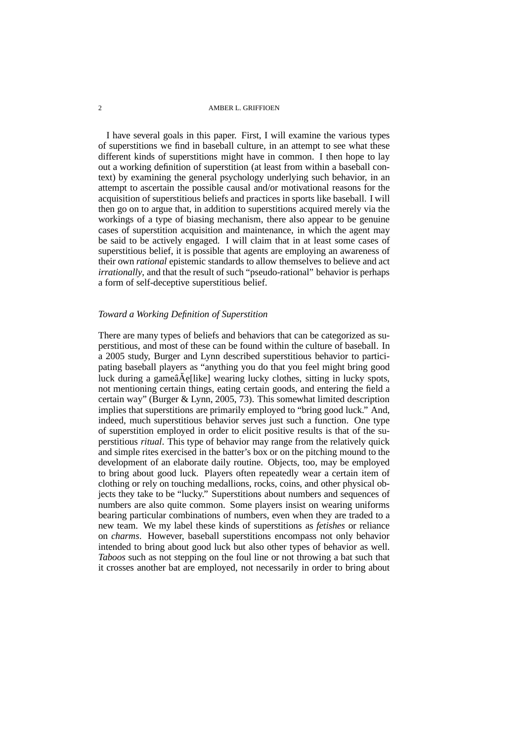I have several goals in this paper. First, I will examine the various types of superstitions we find in baseball culture, in an attempt to see what these different kinds of superstitions might have in common. I then hope to lay out a working definition of superstition (at least from within a baseball context) by examining the general psychology underlying such behavior, in an attempt to ascertain the possible causal and/or motivational reasons for the acquisition of superstitious beliefs and practices in sports like baseball. I will then go on to argue that, in addition to superstitions acquired merely via the workings of a type of biasing mechanism, there also appear to be genuine cases of superstition acquisition and maintenance, in which the agent may be said to be actively engaged. I will claim that in at least some cases of superstitious belief, it is possible that agents are employing an awareness of their own *rational* epistemic standards to allow themselves to believe and act *irrationally*, and that the result of such "pseudo-rational" behavior is perhaps a form of self-deceptive superstitious belief.

## *Toward a Working Definition of Superstition*

There are many types of beliefs and behaviors that can be categorized as superstitious, and most of these can be found within the culture of baseball. In a 2005 study, Burger and Lynn described superstitious behavior to participating baseball players as "anything you do that you feel might bring good luck during a gameâĂę[like] wearing lucky clothes, sitting in lucky spots, not mentioning certain things, eating certain goods, and entering the field a certain way" (Burger & Lynn, 2005, 73). This somewhat limited description implies that superstitions are primarily employed to "bring good luck." And, indeed, much superstitious behavior serves just such a function. One type of superstition employed in order to elicit positive results is that of the superstitious *ritual*. This type of behavior may range from the relatively quick and simple rites exercised in the batter's box or on the pitching mound to the development of an elaborate daily routine. Objects, too, may be employed to bring about good luck. Players often repeatedly wear a certain item of clothing or rely on touching medallions, rocks, coins, and other physical objects they take to be "lucky." Superstitions about numbers and sequences of numbers are also quite common. Some players insist on wearing uniforms bearing particular combinations of numbers, even when they are traded to a new team. We my label these kinds of superstitions as *fetishes* or reliance on *charms*. However, baseball superstitions encompass not only behavior intended to bring about good luck but also other types of behavior as well. *Taboos* such as not stepping on the foul line or not throwing a bat such that it crosses another bat are employed, not necessarily in order to bring about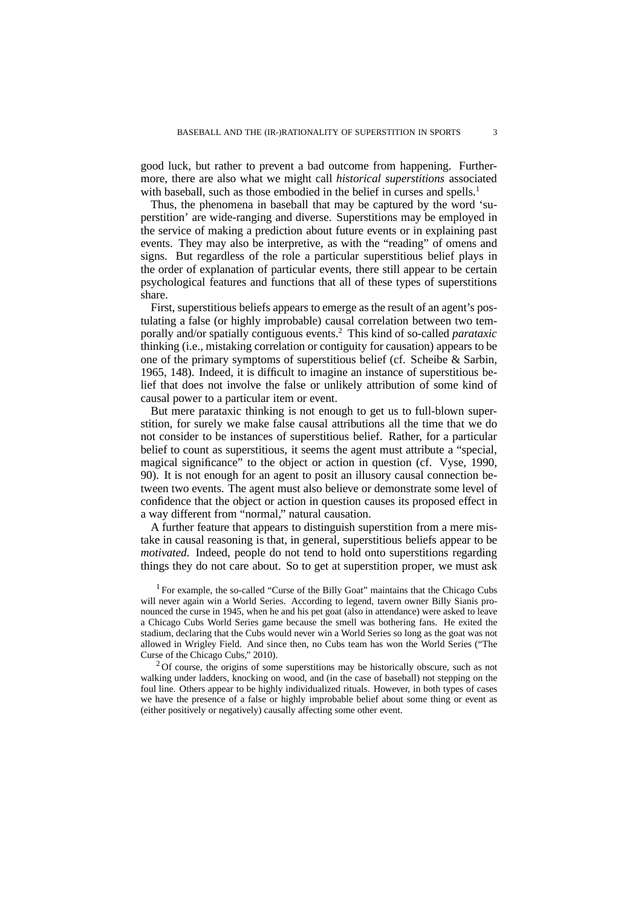good luck, but rather to prevent a bad outcome from happening. Furthermore, there are also what we might call *historical superstitions* associated with baseball, such as those embodied in the belief in curses and spells.[1]

Thus, the phenomena in baseball that may be captured by the word 'superstition' are wide-ranging and diverse. Superstitions may be employed in the service of making a prediction about future events or in explaining past events. They may also be interpretive, as with the "reading" of omens and signs. But regardless of the role a particular superstitious belief plays in the order of explanation of particular events, there still appear to be certain psychological features and functions that all of these types of superstitions share.

First, superstitious beliefs appears to emerge as the result of an agent's postulating a false (or highly improbable) causal correlation between two temporally and/or spatially contiguous events.[2] This kind of so-called *parataxic* thinking (i.e., mistaking correlation or contiguity for causation) appears to be one of the primary symptoms of superstitious belief (cf. Scheibe & Sarbin, 1965, 148). Indeed, it is difficult to imagine an instance of superstitious belief that does not involve the false or unlikely attribution of some kind of causal power to a particular item or event.

But mere parataxic thinking is not enough to get us to full-blown superstition, for surely we make false causal attributions all the time that we do not consider to be instances of superstitious belief. Rather, for a particular belief to count as superstitious, it seems the agent must attribute a "special, magical significance" to the object or action in question (cf. Vyse, 1990, 90). It is not enough for an agent to posit an illusory causal connection between two events. The agent must also believe or demonstrate some level of confidence that the object or action in question causes its proposed effect in a way different from "normal," natural causation.

A further feature that appears to distinguish superstition from a mere mistake in causal reasoning is that, in general, superstitious beliefs appear to be *motivated*. Indeed, people do not tend to hold onto superstitions regarding things they do not care about. So to get at superstition proper, we must ask

[1] For example, the so-called "Curse of the Billy Goat" maintains that the Chicago Cubs will never again win a World Series. According to legend, tavern owner Billy Sianis pronounced the curse in 1945, when he and his pet goat (also in attendance) were asked to leave a Chicago Cubs World Series game because the smell was bothering fans. He exited the stadium, declaring that the Cubs would never win a World Series so long as the goat was not allowed in Wrigley Field. And since then, no Cubs team has won the World Series ("The Curse of the Chicago Cubs," 2010).

[2] Of course, the origins of some superstitions may be historically obscure, such as not walking under ladders, knocking on wood, and (in the case of baseball) not stepping on the foul line. Others appear to be highly individualized rituals. However, in both types of cases we have the presence of a false or highly improbable belief about some thing or event as (either positively or negatively) causally affecting some other event.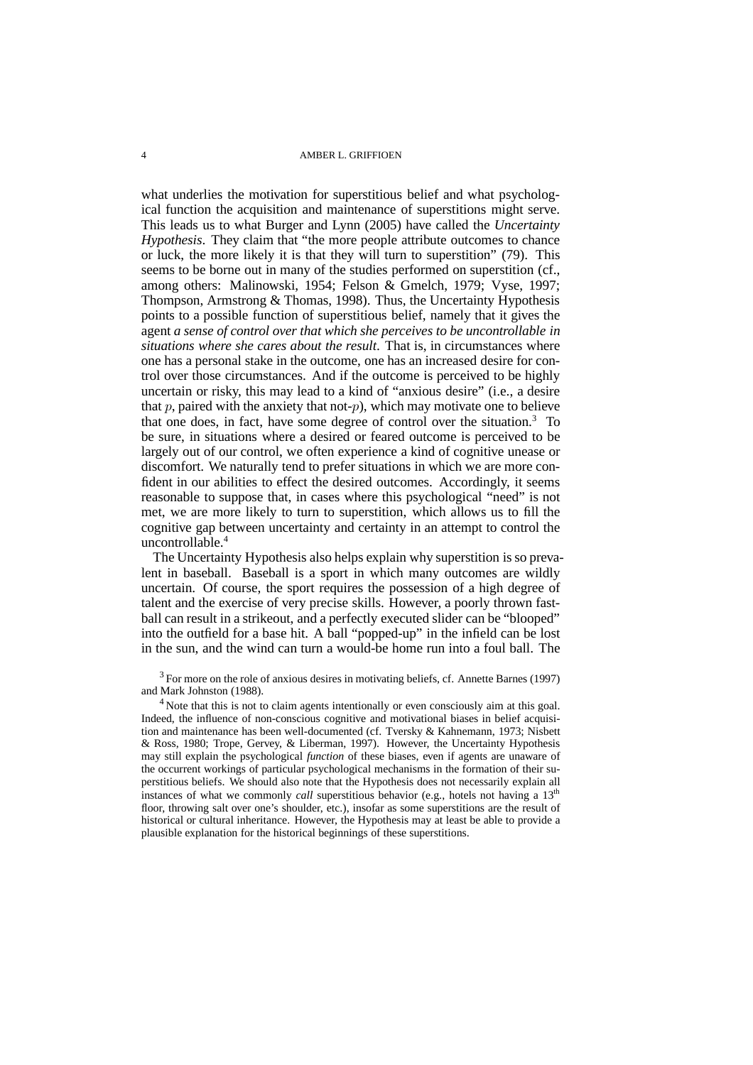what underlies the motivation for superstitious belief and what psychological function the acquisition and maintenance of superstitions might serve. This leads us to what Burger and Lynn (2005) have called the *Uncertainty Hypothesis*. They claim that "the more people attribute outcomes to chance or luck, the more likely it is that they will turn to superstition" (79). This seems to be borne out in many of the studies performed on superstition (cf., among others: Malinowski, 1954; Felson & Gmelch, 1979; Vyse, 1997; Thompson, Armstrong & Thomas, 1998). Thus, the Uncertainty Hypothesis points to a possible function of superstitious belief, namely that it gives the agent *a sense of control over that which she perceives to be uncontrollable in situations where she cares about the result*. That is, in circumstances where one has a personal stake in the outcome, one has an increased desire for control over those circumstances. And if the outcome is perceived to be highly uncertain or risky, this may lead to a kind of "anxious desire" (i.e., a desire that $p$, paired with the anxiety that not-$p$), which may motivate one to believe that one does, in fact, have some degree of control over the situation.[3] To be sure, in situations where a desired or feared outcome is perceived to be largely out of our control, we often experience a kind of cognitive unease or discomfort. We naturally tend to prefer situations in which we are more confident in our abilities to effect the desired outcomes. Accordingly, it seems reasonable to suppose that, in cases where this psychological "need" is not met, we are more likely to turn to superstition, which allows us to fill the cognitive gap between uncertainty and certainty in an attempt to control the uncontrollable.[4]

The Uncertainty Hypothesis also helps explain why superstition is so prevalent in baseball. Baseball is a sport in which many outcomes are wildly uncertain. Of course, the sport requires the possession of a high degree of talent and the exercise of very precise skills. However, a poorly thrown fastball can result in a strikeout, and a perfectly executed slider can be "blooped" into the outfield for a base hit. A ball "popped-up" in the infield can be lost in the sun, and the wind can turn a would-be home run into a foul ball. The

[3] For more on the role of anxious desires in motivating beliefs, cf. Annette Barnes (1997) and Mark Johnston (1988).

[4] Note that this is not to claim agents intentionally or even consciously aim at this goal. Indeed, the influence of non-conscious cognitive and motivational biases in belief acquisition and maintenance has been well-documented (cf. Tversky & Kahnemann, 1973; Nisbett & Ross, 1980; Trope, Gervey, & Liberman, 1997). However, the Uncertainty Hypothesis may still explain the psychological *function* of these biases, even if agents are unaware of the occurrent workings of particular psychological mechanisms in the formation of their superstitious beliefs. We should also note that the Hypothesis does not necessarily explain all instances of what we commonly *call* superstitious behavior (e.g., hotels not having a 13th floor, throwing salt over one's shoulder, etc.), insofar as some superstitions are the result of historical or cultural inheritance. However, the Hypothesis may at least be able to provide a plausible explanation for the historical beginnings of these superstitions.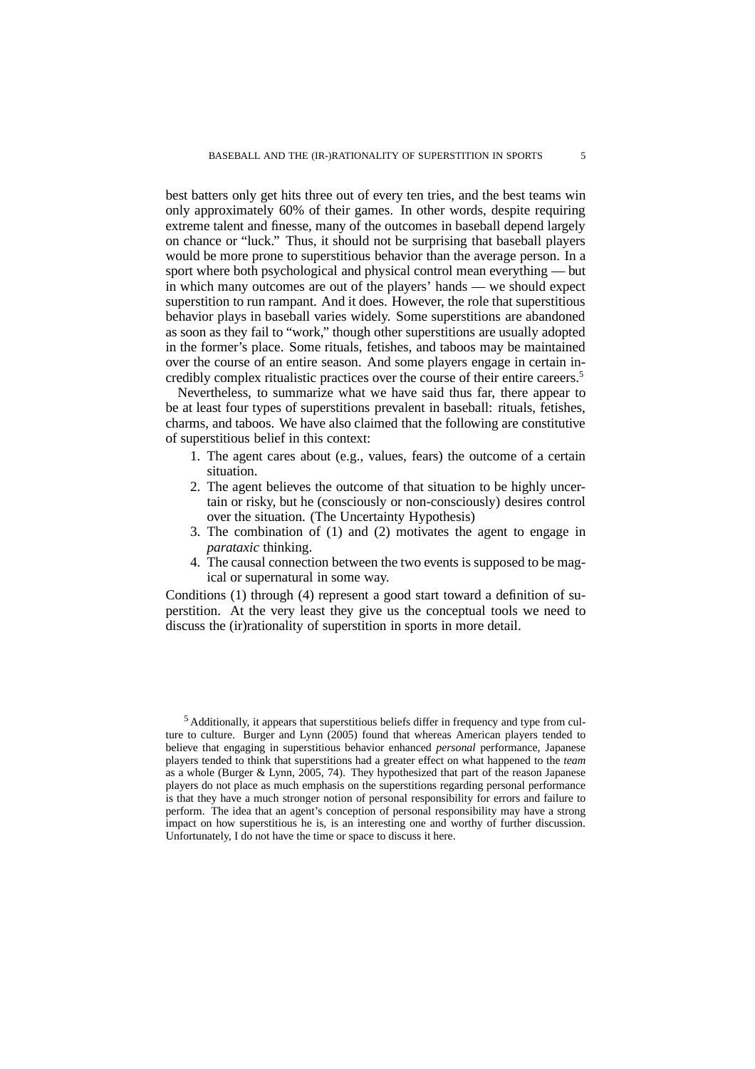best batters only get hits three out of every ten tries, and the best teams win only approximately 60% of their games. In other words, despite requiring extreme talent and finesse, many of the outcomes in baseball depend largely on chance or "luck." Thus, it should not be surprising that baseball players would be more prone to superstitious behavior than the average person. In a sport where both psychological and physical control mean everything — but in which many outcomes are out of the players' hands — we should expect superstition to run rampant. And it does. However, the role that superstitious behavior plays in baseball varies widely. Some superstitions are abandoned as soon as they fail to "work," though other superstitions are usually adopted in the former's place. Some rituals, fetishes, and taboos may be maintained over the course of an entire season. And some players engage in certain incredibly complex ritualistic practices over the course of their entire careers.[5]

Nevertheless, to summarize what we have said thus far, there appear to be at least four types of superstitions prevalent in baseball: rituals, fetishes, charms, and taboos. We have also claimed that the following are constitutive of superstitious belief in this context:

1. The agent cares about (e.g., values, fears) the outcome of a certain situation.
2. The agent believes the outcome of that situation to be highly uncertain or risky, but he (consciously or non-consciously) desires control over the situation. (The Uncertainty Hypothesis)
3. The combination of (1) and (2) motivates the agent to engage in *parataxic* thinking.
4. The causal connection between the two events is supposed to be magical or supernatural in some way.

Conditions (1) through (4) represent a good start toward a definition of superstition. At the very least they give us the conceptual tools we need to discuss the (ir)rationality of superstition in sports in more detail.

[5] Additionally, it appears that superstitious beliefs differ in frequency and type from culture to culture. Burger and Lynn (2005) found that whereas American players tended to believe that engaging in superstitious behavior enhanced *personal* performance, Japanese players tended to think that superstitions had a greater effect on what happened to the *team* as a whole (Burger & Lynn, 2005, 74). They hypothesized that part of the reason Japanese players do not place as much emphasis on the superstitions regarding personal performance is that they have a much stronger notion of personal responsibility for errors and failure to perform. The idea that an agent's conception of personal responsibility may have a strong impact on how superstitious he is, is an interesting one and worthy of further discussion. Unfortunately, I do not have the time or space to discuss it here.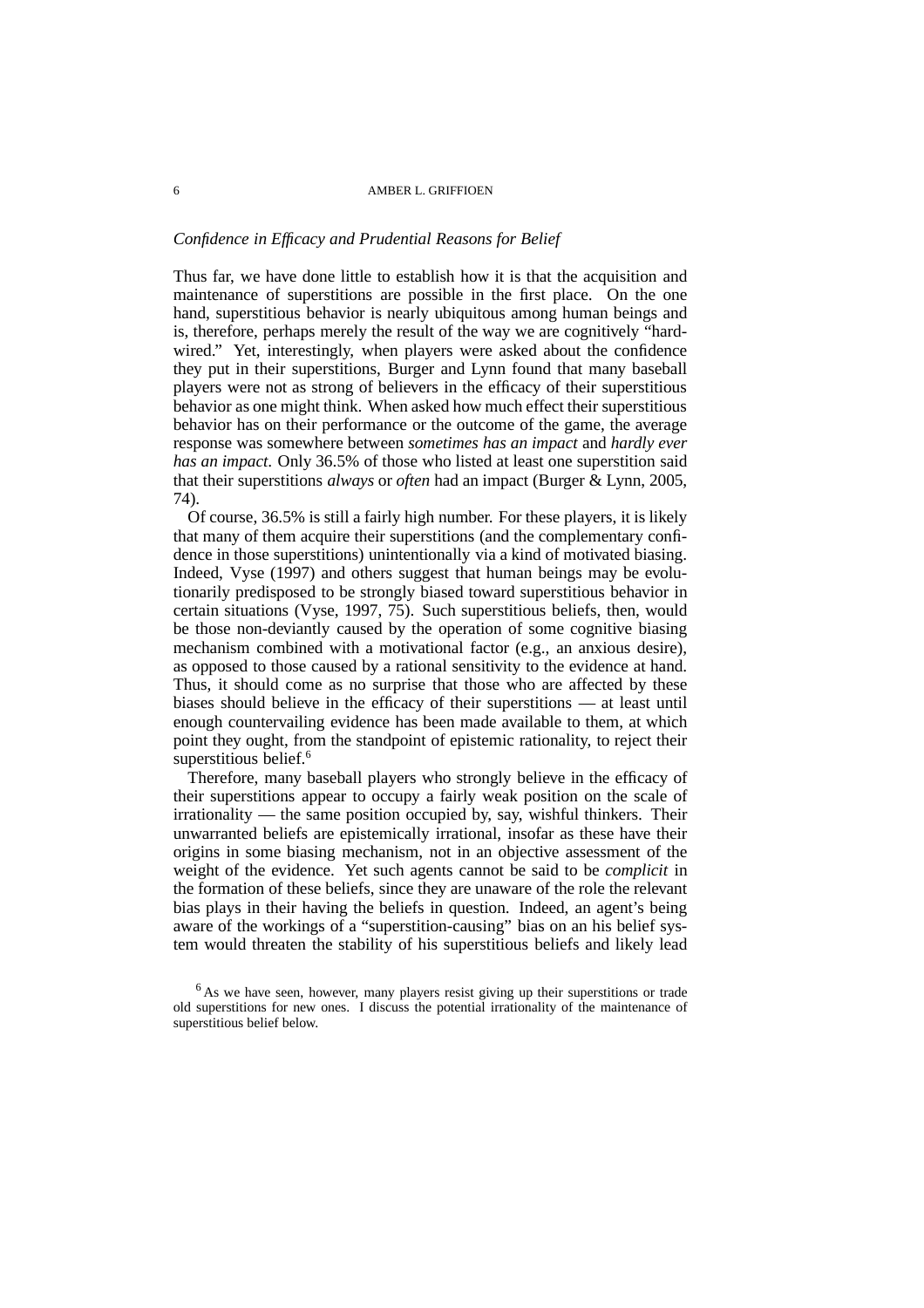### *Confidence in Efficacy and Prudential Reasons for Belief*

Thus far, we have done little to establish how it is that the acquisition and maintenance of superstitions are possible in the first place. On the one hand, superstitious behavior is nearly ubiquitous among human beings and is, therefore, perhaps merely the result of the way we are cognitively "hard-wired." Yet, interestingly, when players were asked about the confidence they put in their superstitions, Burger and Lynn found that many baseball players were not as strong of believers in the efficacy of their superstitious behavior as one might think. When asked how much effect their superstitious behavior has on their performance or the outcome of the game, the average response was somewhere between *sometimes has an impact* and *hardly ever has an impact*. Only 36.5% of those who listed at least one superstition said that their superstitions *always* or *often* had an impact (Burger & Lynn, 2005, 74).

Of course, 36.5% is still a fairly high number. For these players, it is likely that many of them acquire their superstitions (and the complementary confidence in those superstitions) unintentionally via a kind of motivated biasing. Indeed, Vyse (1997) and others suggest that human beings may be evolutionarily predisposed to be strongly biased toward superstitious behavior in certain situations (Vyse, 1997, 75). Such superstitious beliefs, then, would be those non-deviantly caused by the operation of some cognitive biasing mechanism combined with a motivational factor (e.g., an anxious desire), as opposed to those caused by a rational sensitivity to the evidence at hand. Thus, it should come as no surprise that those who are affected by these biases should believe in the efficacy of their superstitions — at least until enough countervailing evidence has been made available to them, at which point they ought, from the standpoint of epistemic rationality, to reject their superstitious belief.[6]

Therefore, many baseball players who strongly believe in the efficacy of their superstitions appear to occupy a fairly weak position on the scale of irrationality — the same position occupied by, say, wishful thinkers. Their unwarranted beliefs are epistemically irrational, insofar as these have their origins in some biasing mechanism, not in an objective assessment of the weight of the evidence. Yet such agents cannot be said to be *complicit* in the formation of these beliefs, since they are unaware of the role the relevant bias plays in their having the beliefs in question. Indeed, an agent's being aware of the workings of a "superstition-causing" bias on an his belief system would threaten the stability of his superstitious beliefs and likely lead

[6] As we have seen, however, many players resist giving up their superstitions or trade old superstitions for new ones. I discuss the potential irrationality of the maintenance of superstitious belief below.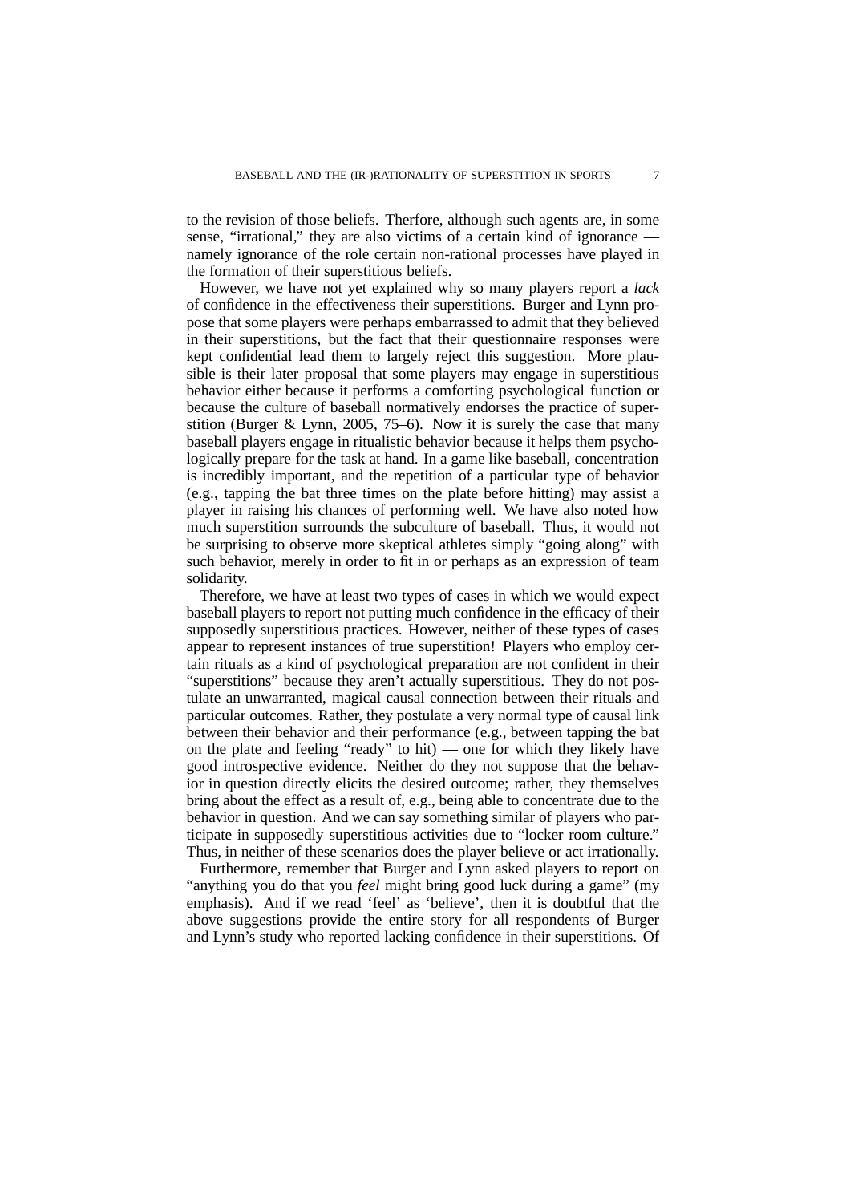to the revision of those beliefs. Therfore, although such agents are, in some sense, "irrational," they are also victims of a certain kind of ignorance — namely ignorance of the role certain non-rational processes have played in the formation of their superstitious beliefs.

However, we have not yet explained why so many players report a *lack* of confidence in the effectiveness their superstitions. Burger and Lynn propose that some players were perhaps embarrassed to admit that they believed in their superstitions, but the fact that their questionnaire responses were kept confidential lead them to largely reject this suggestion. More plausible is their later proposal that some players may engage in superstitious behavior either because it performs a comforting psychological function or because the culture of baseball normatively endorses the practice of superstition (Burger & Lynn, 2005, 75–6). Now it is surely the case that many baseball players engage in ritualistic behavior because it helps them psychologically prepare for the task at hand. In a game like baseball, concentration is incredibly important, and the repetition of a particular type of behavior (e.g., tapping the bat three times on the plate before hitting) may assist a player in raising his chances of performing well. We have also noted how much superstition surrounds the subculture of baseball. Thus, it would not be surprising to observe more skeptical athletes simply "going along" with such behavior, merely in order to fit in or perhaps as an expression of team solidarity.

Therefore, we have at least two types of cases in which we would expect baseball players to report not putting much confidence in the efficacy of their supposedly superstitious practices. However, neither of these types of cases appear to represent instances of true superstition! Players who employ certain rituals as a kind of psychological preparation are not confident in their "superstitions" because they aren't actually superstitious. They do not postulate an unwarranted, magical causal connection between their rituals and particular outcomes. Rather, they postulate a very normal type of causal link between their behavior and their performance (e.g., between tapping the bat on the plate and feeling "ready" to hit) — one for which they likely have good introspective evidence. Neither do they not suppose that the behavior in question directly elicits the desired outcome; rather, they themselves bring about the effect as a result of, e.g., being able to concentrate due to the behavior in question. And we can say something similar of players who participate in supposedly superstitious activities due to "locker room culture." Thus, in neither of these scenarios does the player believe or act irrationally.

Furthermore, remember that Burger and Lynn asked players to report on "anything you do that you *feel* might bring good luck during a game" (my emphasis). And if we read 'feel' as 'believe', then it is doubtful that the above suggestions provide the entire story for all respondents of Burger and Lynn's study who reported lacking confidence in their superstitions. Of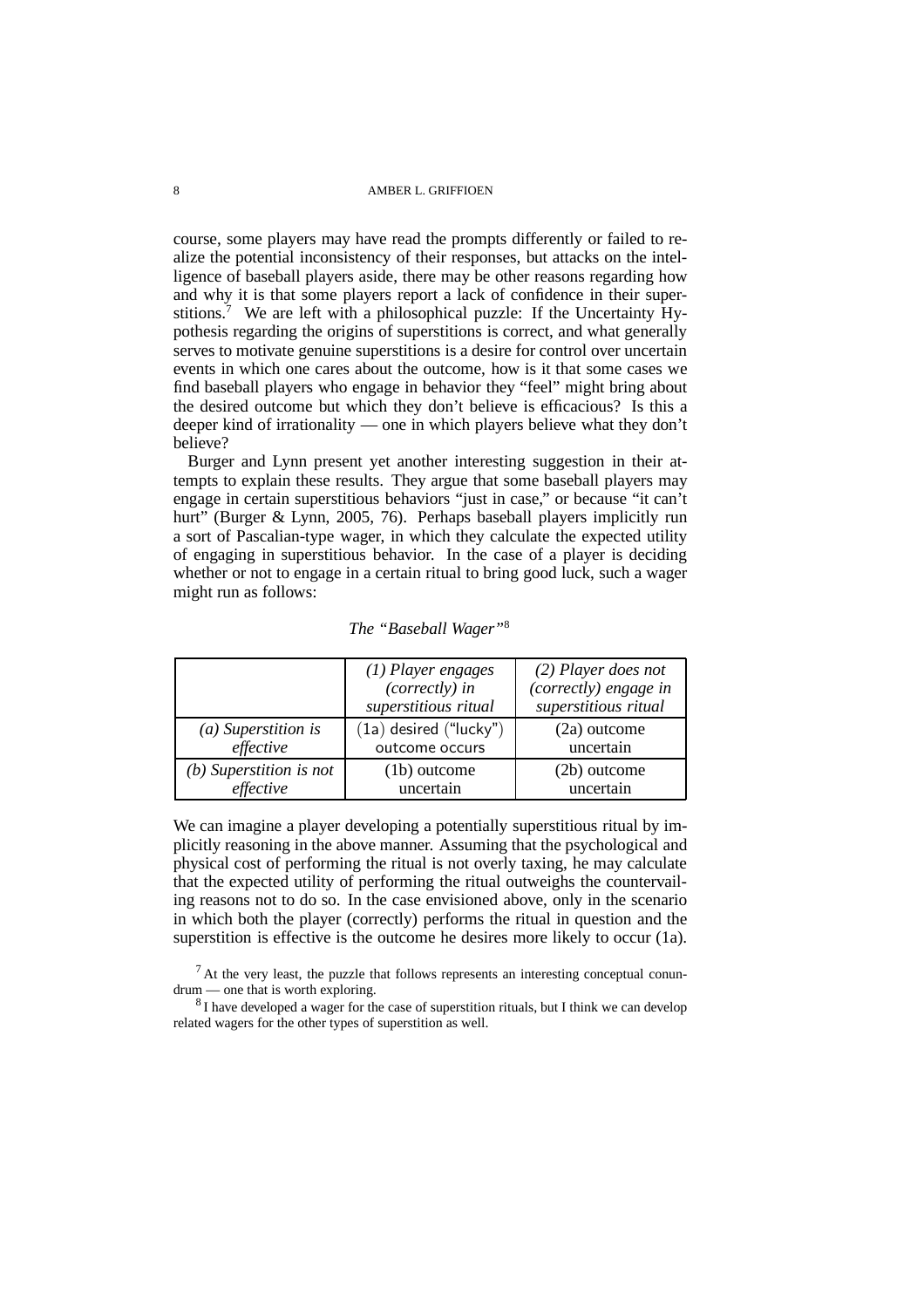course, some players may have read the prompts differently or failed to realize the potential inconsistency of their responses, but attacks on the intelligence of baseball players aside, there may be other reasons regarding how and why it is that some players report a lack of confidence in their superstitions.[7] We are left with a philosophical puzzle: If the Uncertainty Hypothesis regarding the origins of superstitions is correct, and what generally serves to motivate genuine superstitions is a desire for control over uncertain events in which one cares about the outcome, how is it that some cases we find baseball players who engage in behavior they "feel" might bring about the desired outcome but which they don't believe is efficacious? Is this a deeper kind of irrationality — one in which players believe what they don't believe?

Burger and Lynn present yet another interesting suggestion in their attempts to explain these results. They argue that some baseball players may engage in certain superstitious behaviors "just in case," or because "it can't hurt" (Burger & Lynn, 2005, 76). Perhaps baseball players implicitly run a sort of Pascalian-type wager, in which they calculate the expected utility of engaging in superstitious behavior. In the case of a player is deciding whether or not to engage in a certain ritual to bring good luck, such a wager might run as follows:

*The "Baseball Wager"*[8]

| | *(1) Player engages (correctly) in superstitious ritual* | *(2) Player does not (correctly) engage in superstitious ritual* |
|---|---|---|
| *(a) Superstition is effective* | (1a) desired ("lucky") outcome occurs | (2a) outcome uncertain |
| *(b) Superstition is not effective* | (1b) outcome uncertain | (2b) outcome uncertain |

We can imagine a player developing a potentially superstitious ritual by implicitly reasoning in the above manner. Assuming that the psychological and physical cost of performing the ritual is not overly taxing, he may calculate that the expected utility of performing the ritual outweighs the countervailing reasons not to do so. In the case envisioned above, only in the scenario in which both the player (correctly) performs the ritual in question and the superstition is effective is the outcome he desires more likely to occur (1a).

[7] At the very least, the puzzle that follows represents an interesting conceptual conundrum — one that is worth exploring.

[8] I have developed a wager for the case of superstition rituals, but I think we can develop related wagers for the other types of superstition as well.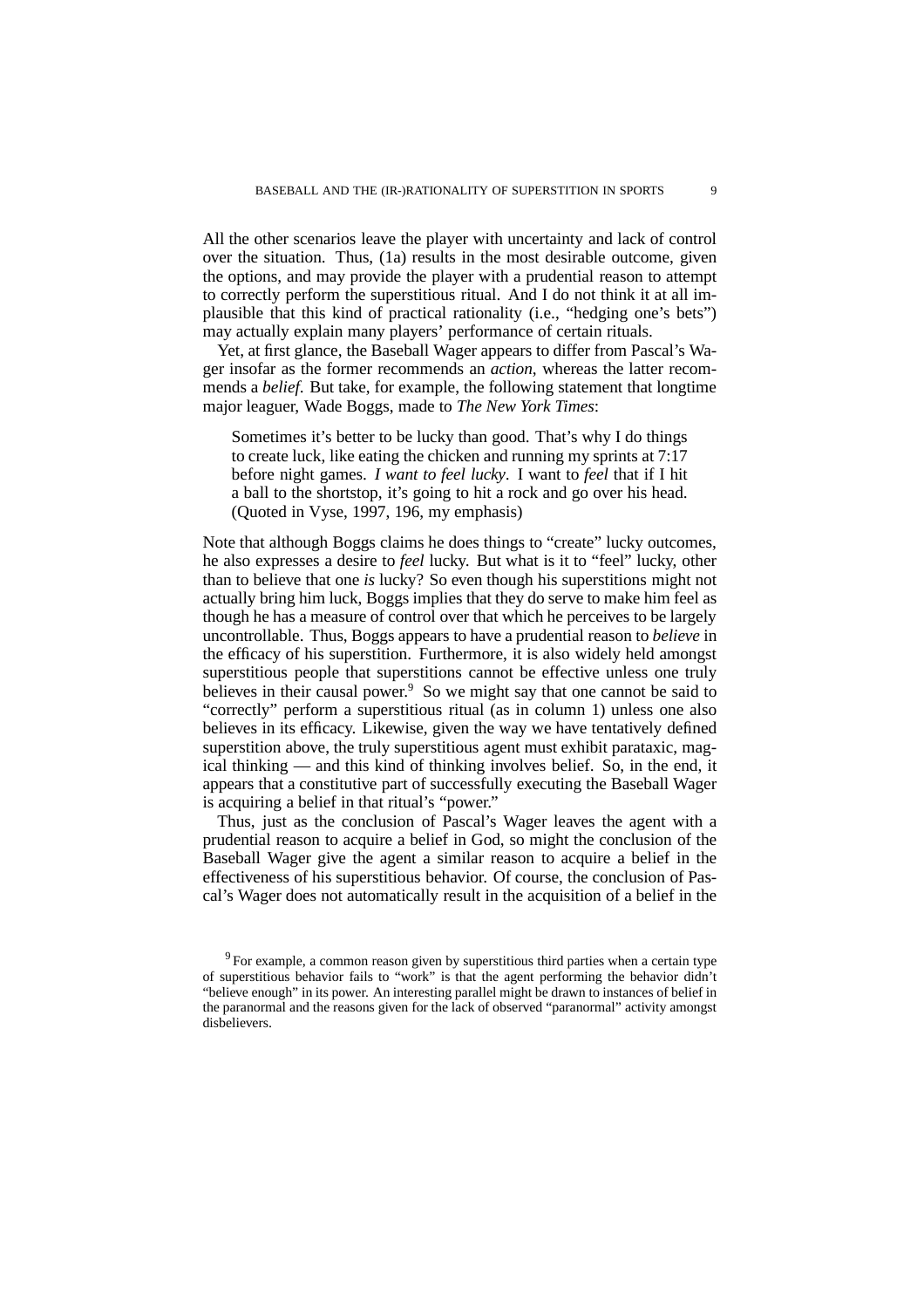All the other scenarios leave the player with uncertainty and lack of control over the situation. Thus, (1a) results in the most desirable outcome, given the options, and may provide the player with a prudential reason to attempt to correctly perform the superstitious ritual. And I do not think it at all implausible that this kind of practical rationality (i.e., "hedging one's bets") may actually explain many players' performance of certain rituals.

Yet, at first glance, the Baseball Wager appears to differ from Pascal's Wager insofar as the former recommends an *action*, whereas the latter recommends a *belief*. But take, for example, the following statement that longtime major leaguer, Wade Boggs, made to *The New York Times*:

> Sometimes it's better to be lucky than good. That's why I do things to create luck, like eating the chicken and running my sprints at 7:17 before night games. *I want to feel lucky*. I want to *feel* that if I hit a ball to the shortstop, it's going to hit a rock and go over his head. (Quoted in Vyse, 1997, 196, my emphasis)

Note that although Boggs claims he does things to "create" lucky outcomes, he also expresses a desire to *feel* lucky. But what is it to "feel" lucky, other than to believe that one *is* lucky? So even though his superstitions might not actually bring him luck, Boggs implies that they do serve to make him feel as though he has a measure of control over that which he perceives to be largely uncontrollable. Thus, Boggs appears to have a prudential reason to *believe* in the efficacy of his superstition. Furthermore, it is also widely held amongst superstitious people that superstitions cannot be effective unless one truly believes in their causal power.[9] So we might say that one cannot be said to "correctly" perform a superstitious ritual (as in column 1) unless one also believes in its efficacy. Likewise, given the way we have tentatively defined superstition above, the truly superstitious agent must exhibit parataxic, magical thinking — and this kind of thinking involves belief. So, in the end, it appears that a constitutive part of successfully executing the Baseball Wager is acquiring a belief in that ritual's "power."

Thus, just as the conclusion of Pascal's Wager leaves the agent with a prudential reason to acquire a belief in God, so might the conclusion of the Baseball Wager give the agent a similar reason to acquire a belief in the effectiveness of his superstitious behavior. Of course, the conclusion of Pascal's Wager does not automatically result in the acquisition of a belief in the

[9] For example, a common reason given by superstitious third parties when a certain type of superstitious behavior fails to "work" is that the agent performing the behavior didn't "believe enough" in its power. An interesting parallel might be drawn to instances of belief in the paranormal and the reasons given for the lack of observed "paranormal" activity amongst disbelievers.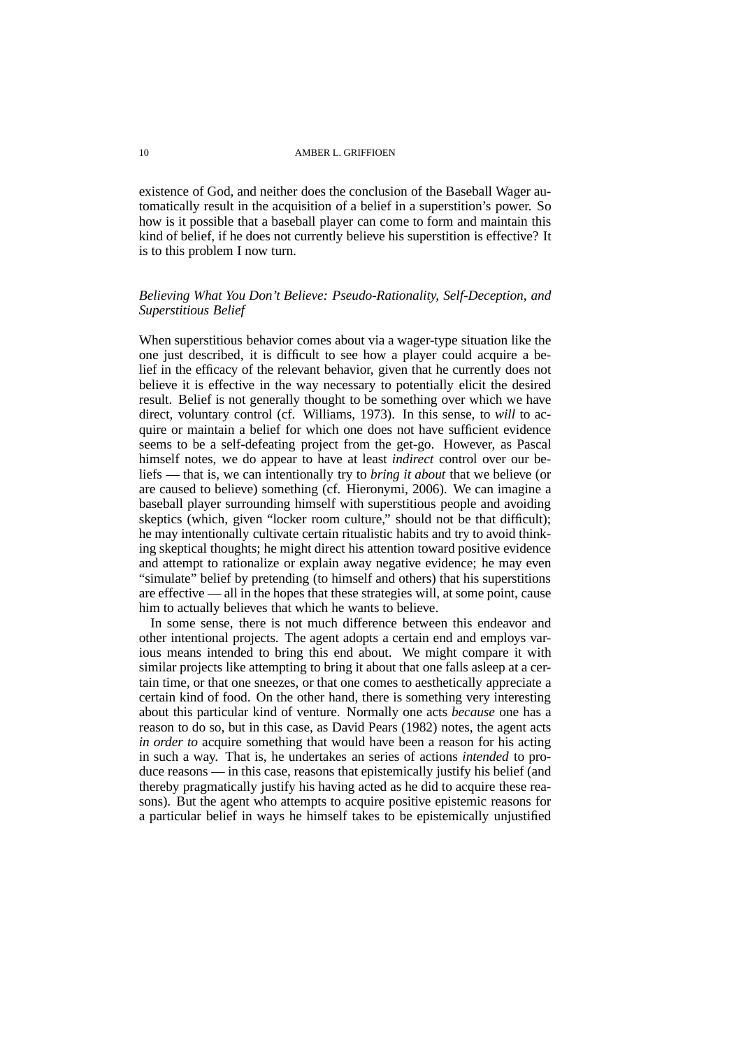existence of God, and neither does the conclusion of the Baseball Wager automatically result in the acquisition of a belief in a superstition's power. So how is it possible that a baseball player can come to form and maintain this kind of belief, if he does not currently believe his superstition is effective? It is to this problem I now turn.

### *Believing What You Don't Believe: Pseudo-Rationality, Self-Deception, and Superstitious Belief*

When superstitious behavior comes about via a wager-type situation like the one just described, it is difficult to see how a player could acquire a belief in the efficacy of the relevant behavior, given that he currently does not believe it is effective in the way necessary to potentially elicit the desired result. Belief is not generally thought to be something over which we have direct, voluntary control (cf. Williams, 1973). In this sense, to *will* to acquire or maintain a belief for which one does not have sufficient evidence seems to be a self-defeating project from the get-go. However, as Pascal himself notes, we do appear to have at least *indirect* control over our beliefs — that is, we can intentionally try to *bring it about* that we believe (or are caused to believe) something (cf. Hieronymi, 2006). We can imagine a baseball player surrounding himself with superstitious people and avoiding skeptics (which, given "locker room culture," should not be that difficult); he may intentionally cultivate certain ritualistic habits and try to avoid thinking skeptical thoughts; he might direct his attention toward positive evidence and attempt to rationalize or explain away negative evidence; he may even "simulate" belief by pretending (to himself and others) that his superstitions are effective — all in the hopes that these strategies will, at some point, cause him to actually believes that which he wants to believe.

In some sense, there is not much difference between this endeavor and other intentional projects. The agent adopts a certain end and employs various means intended to bring this end about. We might compare it with similar projects like attempting to bring it about that one falls asleep at a certain time, or that one sneezes, or that one comes to aesthetically appreciate a certain kind of food. On the other hand, there is something very interesting about this particular kind of venture. Normally one acts *because* one has a reason to do so, but in this case, as David Pears (1982) notes, the agent acts *in order to* acquire something that would have been a reason for his acting in such a way. That is, he undertakes an series of actions *intended* to produce reasons — in this case, reasons that epistemically justify his belief (and thereby pragmatically justify his having acted as he did to acquire these reasons). But the agent who attempts to acquire positive epistemic reasons for a particular belief in ways he himself takes to be epistemically unjustified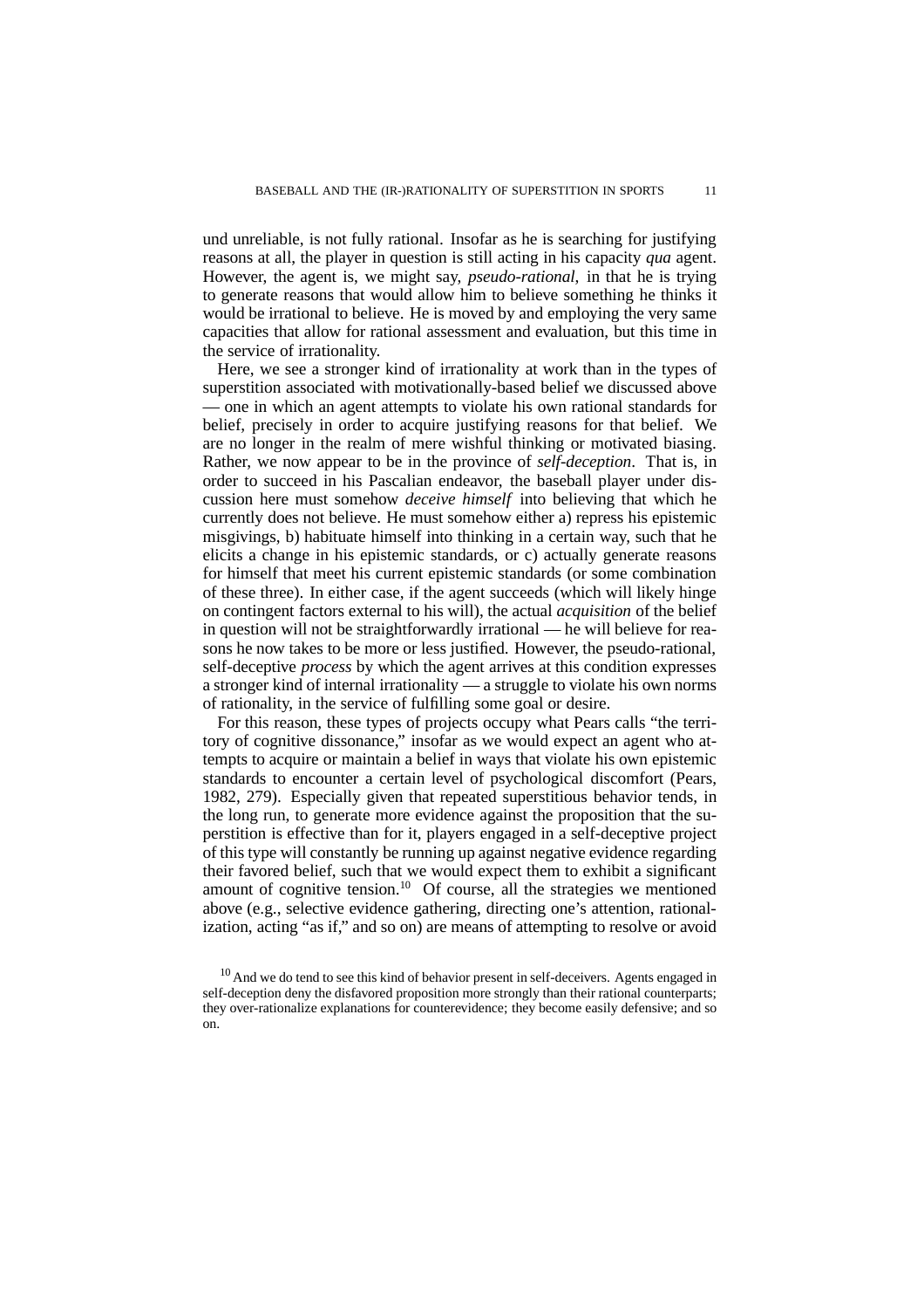und unreliable, is not fully rational. Insofar as he is searching for justifying reasons at all, the player in question is still acting in his capacity *qua* agent. However, the agent is, we might say, *pseudo-rational*, in that he is trying to generate reasons that would allow him to believe something he thinks it would be irrational to believe. He is moved by and employing the very same capacities that allow for rational assessment and evaluation, but this time in the service of irrationality.

Here, we see a stronger kind of irrationality at work than in the types of superstition associated with motivationally-based belief we discussed above — one in which an agent attempts to violate his own rational standards for belief, precisely in order to acquire justifying reasons for that belief. We are no longer in the realm of mere wishful thinking or motivated biasing. Rather, we now appear to be in the province of *self-deception*. That is, in order to succeed in his Pascalian endeavor, the baseball player under discussion here must somehow *deceive himself* into believing that which he currently does not believe. He must somehow either a) repress his epistemic misgivings, b) habituate himself into thinking in a certain way, such that he elicits a change in his epistemic standards, or c) actually generate reasons for himself that meet his current epistemic standards (or some combination of these three). In either case, if the agent succeeds (which will likely hinge on contingent factors external to his will), the actual *acquisition* of the belief in question will not be straightforwardly irrational — he will believe for reasons he now takes to be more or less justified. However, the pseudo-rational, self-deceptive *process* by which the agent arrives at this condition expresses a stronger kind of internal irrationality — a struggle to violate his own norms of rationality, in the service of fulfilling some goal or desire.

For this reason, these types of projects occupy what Pears calls "the territory of cognitive dissonance," insofar as we would expect an agent who attempts to acquire or maintain a belief in ways that violate his own epistemic standards to encounter a certain level of psychological discomfort (Pears, 1982, 279). Especially given that repeated superstitious behavior tends, in the long run, to generate more evidence against the proposition that the superstition is effective than for it, players engaged in a self-deceptive project of this type will constantly be running up against negative evidence regarding their favored belief, such that we would expect them to exhibit a significant amount of cognitive tension.[10] Of course, all the strategies we mentioned above (e.g., selective evidence gathering, directing one's attention, rationalization, acting "as if," and so on) are means of attempting to resolve or avoid

[10] And we do tend to see this kind of behavior present in self-deceivers. Agents engaged in self-deception deny the disfavored proposition more strongly than their rational counterparts; they over-rationalize explanations for counterevidence; they become easily defensive; and so on.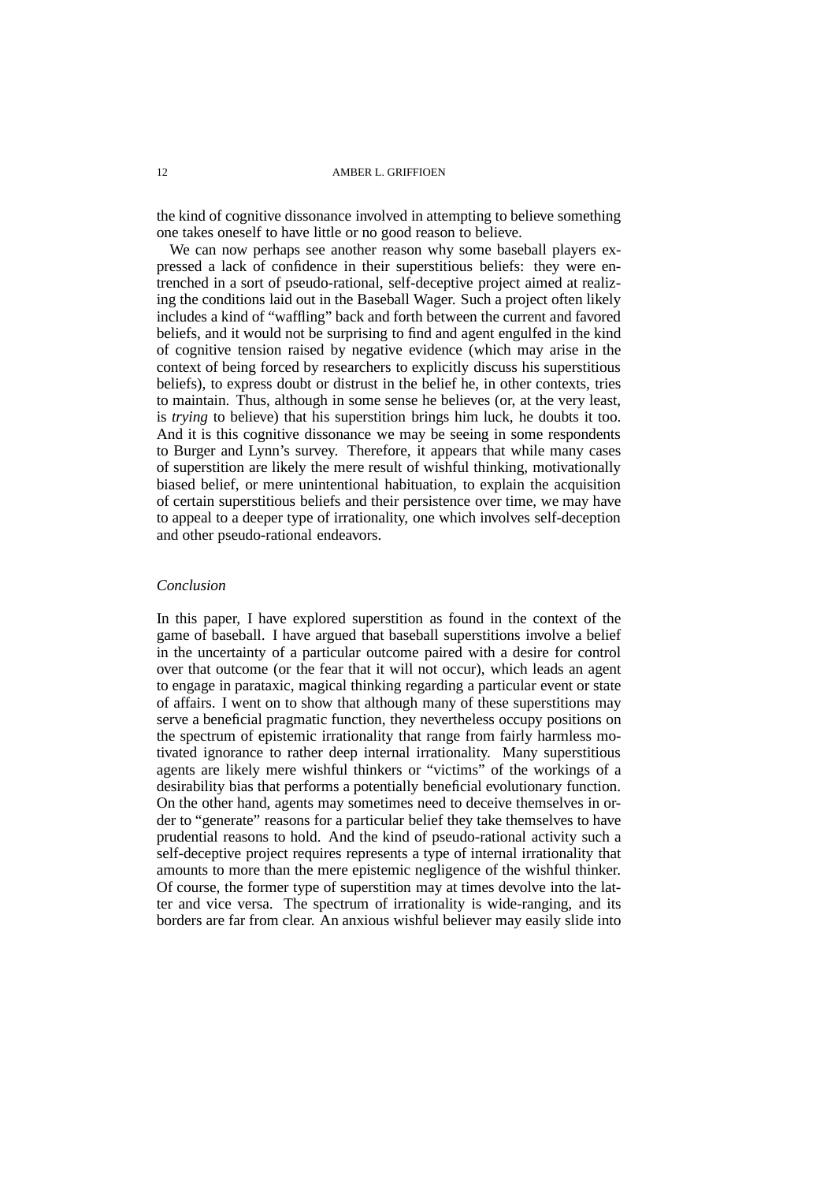the kind of cognitive dissonance involved in attempting to believe something one takes oneself to have little or no good reason to believe.

We can now perhaps see another reason why some baseball players expressed a lack of confidence in their superstitious beliefs: they were entrenched in a sort of pseudo-rational, self-deceptive project aimed at realizing the conditions laid out in the Baseball Wager. Such a project often likely includes a kind of "waffling" back and forth between the current and favored beliefs, and it would not be surprising to find and agent engulfed in the kind of cognitive tension raised by negative evidence (which may arise in the context of being forced by researchers to explicitly discuss his superstitious beliefs), to express doubt or distrust in the belief he, in other contexts, tries to maintain. Thus, although in some sense he believes (or, at the very least, is *trying* to believe) that his superstition brings him luck, he doubts it too. And it is this cognitive dissonance we may be seeing in some respondents to Burger and Lynn's survey. Therefore, it appears that while many cases of superstition are likely the mere result of wishful thinking, motivationally biased belief, or mere unintentional habituation, to explain the acquisition of certain superstitious beliefs and their persistence over time, we may have to appeal to a deeper type of irrationality, one which involves self-deception and other pseudo-rational endeavors.

## *Conclusion*

In this paper, I have explored superstition as found in the context of the game of baseball. I have argued that baseball superstitions involve a belief in the uncertainty of a particular outcome paired with a desire for control over that outcome (or the fear that it will not occur), which leads an agent to engage in parataxic, magical thinking regarding a particular event or state of affairs. I went on to show that although many of these superstitions may serve a beneficial pragmatic function, they nevertheless occupy positions on the spectrum of epistemic irrationality that range from fairly harmless motivated ignorance to rather deep internal irrationality. Many superstitious agents are likely mere wishful thinkers or "victims" of the workings of a desirability bias that performs a potentially beneficial evolutionary function. On the other hand, agents may sometimes need to deceive themselves in order to "generate" reasons for a particular belief they take themselves to have prudential reasons to hold. And the kind of pseudo-rational activity such a self-deceptive project requires represents a type of internal irrationality that amounts to more than the mere epistemic negligence of the wishful thinker. Of course, the former type of superstition may at times devolve into the latter and vice versa. The spectrum of irrationality is wide-ranging, and its borders are far from clear. An anxious wishful believer may easily slide into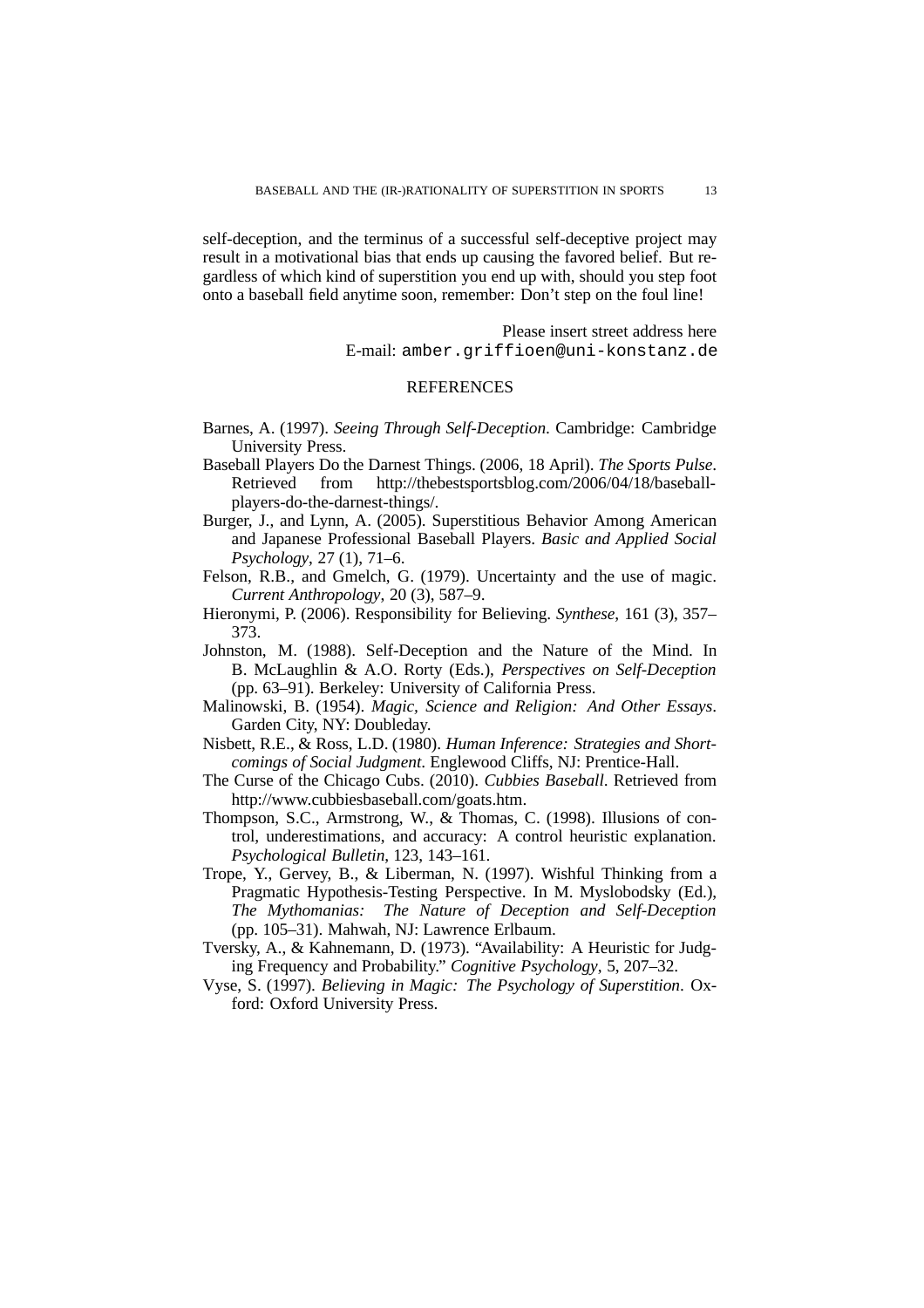self-deception, and the terminus of a successful self-deceptive project may result in a motivational bias that ends up causing the favored belief. But regardless of which kind of superstition you end up with, should you step foot onto a baseball field anytime soon, remember: Don't step on the foul line!

Please insert street address here  
E-mail: `amber.griffioen@uni-konstanz.de`

## REFERENCES

Barnes, A. (1997). *Seeing Through Self-Deception*. Cambridge: Cambridge University Press.

Baseball Players Do the Darnest Things. (2006, 18 April). *The Sports Pulse*. Retrieved from http://thebestsportsblog.com/2006/04/18/baseball-players-do-the-darnest-things/.

Burger, J., and Lynn, A. (2005). Superstitious Behavior Among American and Japanese Professional Baseball Players. *Basic and Applied Social Psychology*, 27 (1), 71–6.

Felson, R.B., and Gmelch, G. (1979). Uncertainty and the use of magic. *Current Anthropology*, 20 (3), 587–9.

Hieronymi, P. (2006). Responsibility for Believing. *Synthese*, 161 (3), 357–373.

Johnston, M. (1988). Self-Deception and the Nature of the Mind. In B. McLaughlin & A.O. Rorty (Eds.), *Perspectives on Self-Deception* (pp. 63–91). Berkeley: University of California Press.

Malinowski, B. (1954). *Magic, Science and Religion: And Other Essays*. Garden City, NY: Doubleday.

Nisbett, R.E., & Ross, L.D. (1980). *Human Inference: Strategies and Shortcomings of Social Judgment*. Englewood Cliffs, NJ: Prentice-Hall.

The Curse of the Chicago Cubs. (2010). *Cubbies Baseball*. Retrieved from http://www.cubbiesbaseball.com/goats.htm.

Thompson, S.C., Armstrong, W., & Thomas, C. (1998). Illusions of control, underestimations, and accuracy: A control heuristic explanation. *Psychological Bulletin*, 123, 143–161.

Trope, Y., Gervey, B., & Liberman, N. (1997). Wishful Thinking from a Pragmatic Hypothesis-Testing Perspective. In M. Myslobodsky (Ed.), *The Mythomanias: The Nature of Deception and Self-Deception* (pp. 105–31). Mahwah, NJ: Lawrence Erlbaum.

Tversky, A., & Kahnemann, D. (1973). "Availability: A Heuristic for Judging Frequency and Probability." *Cognitive Psychology*, 5, 207–32.

Vyse, S. (1997). *Believing in Magic: The Psychology of Superstition*. Oxford: Oxford University Press.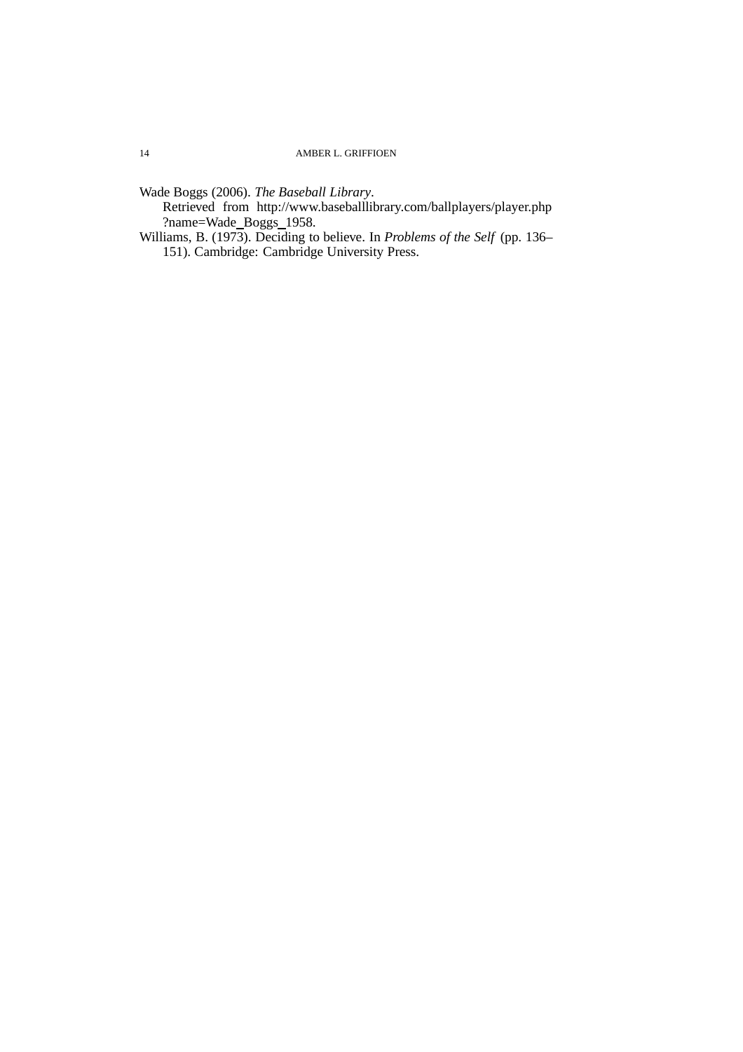Wade Boggs (2006). *The Baseball Library*. Retrieved from http://www.baseballlibrary.com/ballplayers/player.php?name=Wade_Boggs_1958.

Williams, B. (1973). Deciding to believe. In *Problems of the Self* (pp. 136–151). Cambridge: Cambridge University Press.